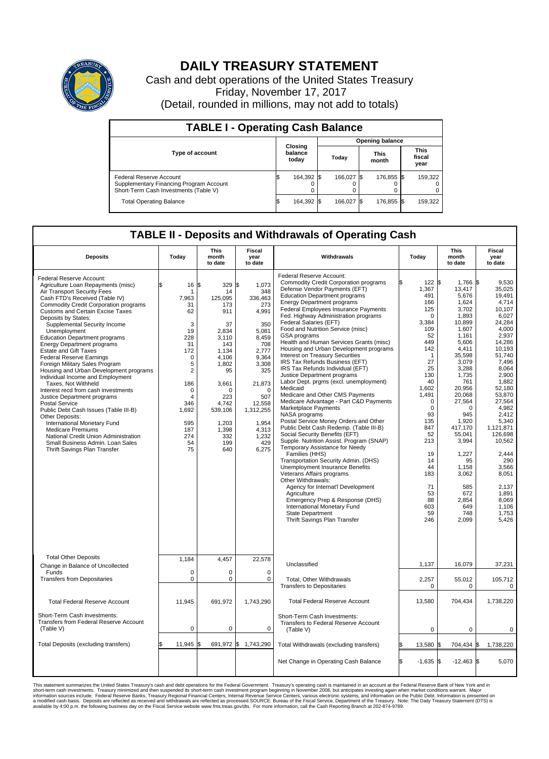# DAILY TREASURY STATEMENT

Cash and debt operations of the United States Treasury

Friday, November 17, 2017

(Detail, rounded in millions, may not add to totals)

## TABLE I - Operating Cash Balance

| Type of account | Closing balance today | Opening balance Today | Opening balance This month | Opening balance This fiscal year |
|---|---|---|---|---|
| Federal Reserve Account | $ 164,392 | $ 166,027 | $ 176,855 | $ 159,322 |
| Supplementary Financing Program Account | 0 | 0 | 0 | 0 |
| Short-Term Cash Investments (Table V) | 0 | 0 | 0 | 0 |
| Total Operating Balance | $ 164,392 | $ 166,027 | $ 176,855 | $ 159,322 |

## TABLE II - Deposits and Withdrawals of Operating Cash

| Deposits | Today | This month to date | Fiscal year to date |
|---|---|---|---|
| Federal Reserve Account: | | | |
| Agriculture Loan Repayments (misc) | $ 16 | $ 329 | $ 1,073 |
| Air Transport Security Fees | 1 | 14 | 348 |
| Cash FTD's Received (Table IV) | 7,963 | 125,095 | 336,463 |
| Commodity Credit Corporation programs | 31 | 173 | 273 |
| Customs and Certain Excise Taxes | 62 | 911 | 4,991 |
| Deposits by States: | | | |
| Supplemental Security Income | 3 | 37 | 350 |
| Unemployment | 19 | 2,834 | 5,081 |
| Education Department programs | 228 | 3,110 | 8,459 |
| Energy Department programs | 31 | 143 | 708 |
| Estate and Gift Taxes | 172 | 1,134 | 2,777 |
| Federal Reserve Earnings | 0 | 4,106 | 9,364 |
| Foreign Military Sales Program | 5 | 1,802 | 3,308 |
| Housing and Urban Development programs | 2 | 95 | 325 |
| Individual Income and Employment Taxes, Not Withheld | 186 | 3,661 | 21,873 |
| Interest recd from cash investments | 0 | 0 | 0 |
| Justice Department programs | 4 | 223 | 507 |
| Postal Service | 346 | 4,742 | 12,558 |
| Public Debt Cash Issues (Table III-B) | 1,692 | 539,106 | 1,312,255 |
| Other Deposits: | | | |
| International Monetary Fund | 595 | 1,203 | 1,954 |
| Medicare Premiums | 187 | 1,398 | 4,313 |
| National Credit Union Administration | 274 | 332 | 1,232 |
| Small Business Admin. Loan Sales | 54 | 199 | 429 |
| Thrift Savings Plan Transfer | 75 | 640 | 6,275 |
| Total Other Deposits | 1,184 | 4,457 | 22,578 |
| Change in Balance of Uncollected Funds | 0 | 0 | 0 |
| Transfers from Depositaries | 0 | 0 | 0 |
| Total Federal Reserve Account | 11,945 | 691,972 | 1,743,290 |
| Short-Term Cash Investments: Transfers from Federal Reserve Account (Table V) | 0 | 0 | 0 |
| Total Deposits (excluding transfers) | $ 11,945 | $ 691,972 | $ 1,743,290 |

| Withdrawals | Today | This month to date | Fiscal year to date |
|---|---|---|---|
| Federal Reserve Account: | | | |
| Commodity Credit Corporation programs | $ 122 | $ 1,766 | $ 9,530 |
| Defense Vendor Payments (EFT) | 1,367 | 13,417 | 35,025 |
| Education Department programs | 491 | 5,676 | 19,491 |
| Energy Department programs | 166 | 1,624 | 4,714 |
| Federal Employees Insurance Payments | 125 | 3,702 | 10,107 |
| Fed. Highway Administration programs | 0 | 1,893 | 6,027 |
| Federal Salaries (EFT) | 3,384 | 10,899 | 24,284 |
| Food and Nutrition Service (misc) | 109 | 1,607 | 4,000 |
| GSA programs | 52 | 1,161 | 2,937 |
| Health and Human Services Grants (misc) | 449 | 5,606 | 14,286 |
| Housing and Urban Development programs | 142 | 4,411 | 10,193 |
| Interest on Treasury Securities | 1 | 35,598 | 51,740 |
| IRS Tax Refunds Business (EFT) | 27 | 3,079 | 7,496 |
| IRS Tax Refunds Individual (EFT) | 25 | 3,288 | 8,064 |
| Justice Department programs | 130 | 1,735 | 2,900 |
| Labor Dept. prgms (excl. unemployment) | 40 | 761 | 1,882 |
| Medicaid | 1,602 | 20,956 | 52,180 |
| Medicare and Other CMS Payments | 1,491 | 20,068 | 53,870 |
| Medicare Advantage - Part C&D Payments | 0 | 27,564 | 27,564 |
| Marketplace Payments | 0 | 0 | 4,982 |
| NASA programs | 93 | 945 | 2,412 |
| Postal Service Money Orders and Other | 135 | 1,920 | 5,340 |
| Public Debt Cash Redemp. (Table III-B) | 847 | 417,170 | 1,121,871 |
| Social Security Benefits (EFT) | 52 | 55,041 | 126,698 |
| Supple. Nutrition Assist. Program (SNAP) | 213 | 3,994 | 10,562 |
| Temporary Assistance for Needy Families (HHS) | 19 | 1,227 | 2,444 |
| Transportation Security Admin. (DHS) | 14 | 95 | 290 |
| Unemployment Insurance Benefits | 44 | 1,158 | 3,566 |
| Veterans Affairs programs | 183 | 3,062 | 8,051 |
| Other Withdrawals: | | | |
| Agency for Internat'l Development | 71 | 585 | 2,137 |
| Agriculture | 53 | 672 | 1,891 |
| Emergency Prep & Response (DHS) | 88 | 2,854 | 8,069 |
| International Monetary Fund | 603 | 649 | 1,106 |
| State Department | 59 | 748 | 1,753 |
| Thrift Savings Plan Transfer | 246 | 2,099 | 5,426 |
| Unclassified | 1,137 | 16,079 | 37,231 |
| Total, Other Withdrawals | 2,257 | 55,012 | 105,712 |
| Transfers to Depositaries | 0 | 0 | 0 |
| Total Federal Reserve Account | 13,580 | 704,434 | 1,738,220 |
| Short-Term Cash Investments: Transfers to Federal Reserve Account (Table V) | 0 | 0 | 0 |
| Total Withdrawals (excluding transfers) | $ 13,580 | $ 704,434 | $ 1,738,220 |
| Net Change in Operating Cash Balance | $ -1,635 | $ -12,463 | $ 5,070 |

This statement summarizes the United States Treasury's cash and debt operations for the Federal Government. Treasury's operating cash is maintained in an account at the Federal Reserve Bank of New York and in short-term cash investments. Treasury minimized and then suspended its short-term cash investment program beginning in November 2008, but anticipates investing again when market conditions warrant. Major information sources include: Federal Reserve Banks, Treasury Regional Financial Centers, Internal Revenue Service Centers, various electronic systems, and information on the Public Debt. Information is presented on a modified cash basis. Deposits are reflected as received and withdrawals are reflected as processed.SOURCE: Bureau of the Fiscal Service, Department of the Treasury. Note: The Daily Treasury Statement (DTS) is available by 4:00 p.m. the following business day on the Fiscal Service website www.fms.treas.gov/dts. For more information, call the Cash Reporting Branch at 202-874-9789.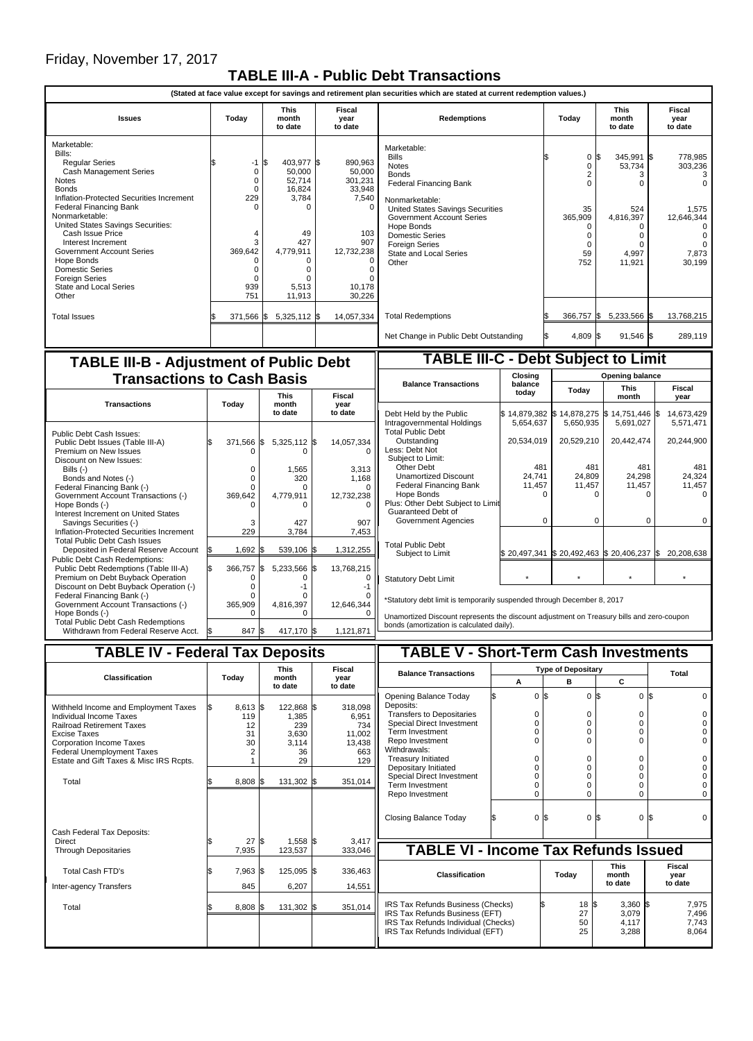Friday, November 17, 2017

# TABLE III-A - Public Debt Transactions

(Stated at face value except for savings and retirement plan securities which are stated at current redemption values.)

| Issues | Today | This month to date | Fiscal year to date | Redemptions | Today | This month to date | Fiscal year to date |
|---|---|---|---|---|---|---|---|
| Marketable: | | | | Marketable: | | | |
| Bills: | | | | Bills | $ 0 | $ 345,991 | $ 778,985 |
| Regular Series | $ -1 | $ 403,977 | $ 890,963 | Notes | 0 | 53,734 | 303,236 |
| Cash Management Series | 0 | 50,000 | 50,000 | Bonds | 2 | 3 | 3 |
| Notes | 0 | 52,714 | 301,231 | Federal Financing Bank | 0 | 0 | 0 |
| Bonds | 0 | 16,824 | 33,948 | | | | |
| Inflation-Protected Securities Increment | 229 | 3,784 | 7,540 | Nonmarketable: | | | |
| Federal Financing Bank | 0 | 0 | 0 | United States Savings Securities | 35 | 524 | 1,575 |
| Nonmarketable: | | | | Government Account Series | 365,909 | 4,816,397 | 12,646,344 |
| United States Savings Securities: | | | | Hope Bonds | 0 | 0 | 0 |
| Cash Issue Price | 4 | 49 | 103 | Domestic Series | 0 | 0 | 0 |
| Interest Increment | 3 | 427 | 907 | Foreign Series | 0 | 0 | 0 |
| Government Account Series | 369,642 | 4,779,911 | 12,732,238 | State and Local Series | 59 | 4,997 | 7,873 |
| Hope Bonds | 0 | 0 | 0 | Other | 752 | 11,921 | 30,199 |
| Domestic Series | 0 | 0 | 0 | | | | |
| Foreign Series | 0 | 0 | 0 | | | | |
| State and Local Series | 939 | 5,513 | 10,178 | | | | |
| Other | 751 | 11,913 | 30,226 | | | | |
| Total Issues | $ 371,566 | $ 5,325,112 | $ 14,057,334 | Total Redemptions | $ 366,757 | $ 5,233,566 | $ 13,768,215 |
| | | | | Net Change in Public Debt Outstanding | $ 4,809 | $ 91,546 | $ 289,119 |

# TABLE III-B - Adjustment of Public Debt Transactions to Cash Basis

| Transactions | Today | This month to date | Fiscal year to date |
|---|---|---|---|
| Public Debt Cash Issues: | | | |
| Public Debt Issues (Table III-A) | $ 371,566 | $ 5,325,112 | $ 14,057,334 |
| Premium on New Issues | 0 | 0 | 0 |
| Discount on New Issues: | | | |
| Bills (-) | 0 | 1,565 | 3,313 |
| Bonds and Notes (-) | 0 | 320 | 1,168 |
| Federal Financing Bank (-) | 0 | 0 | 0 |
| Government Account Transactions (-) | 369,642 | 4,779,911 | 12,732,238 |
| Hope Bonds (-) | 0 | 0 | 0 |
| Interest Increment on United States Savings Securities (-) | 3 | 427 | 907 |
| Inflation-Protected Securities Increment | 229 | 3,784 | 7,453 |
| Total Public Debt Cash Issues Deposited in Federal Reserve Account | $ 1,692 | $ 539,106 | $ 1,312,255 |
| Public Debt Cash Redemptions: | | | |
| Public Debt Redemptions (Table III-A) | $ 366,757 | $ 5,233,566 | $ 13,768,215 |
| Premium on Debt Buyback Operation | 0 | 0 | 0 |
| Discount on Debt Buyback Operation (-) | 0 | -1 | -1 |
| Federal Financing Bank (-) | 0 | 0 | 0 |
| Government Account Transactions (-) | 365,909 | 4,816,397 | 12,646,344 |
| Hope Bonds (-) | 0 | 0 | 0 |
| Total Public Debt Cash Redemptions Withdrawn from Federal Reserve Acct. | $ 847 | $ 417,170 | $ 1,121,871 |

# TABLE III-C - Debt Subject to Limit

| Balance Transactions | Closing balance today | Opening balance Today | Opening balance This month | Opening balance Fiscal year |
|---|---|---|---|---|
| Debt Held by the Public | $ 14,879,382 | $ 14,878,275 | $ 14,751,446 | $ 14,673,429 |
| Intragovernmental Holdings | 5,654,637 | 5,650,935 | 5,691,027 | 5,571,471 |
| Total Public Debt Outstanding | 20,534,019 | 20,529,210 | 20,442,474 | 20,244,900 |
| Less: Debt Not Subject to Limit: | | | | |
| Other Debt | 481 | 481 | 481 | 481 |
| Unamortized Discount | 24,741 | 24,809 | 24,298 | 24,324 |
| Federal Financing Bank | 11,457 | 11,457 | 11,457 | 11,457 |
| Hope Bonds | 0 | 0 | 0 | 0 |
| Plus: Other Debt Subject to Limit | | | | |
| Guaranteed Debt of Government Agencies | 0 | 0 | 0 | 0 |
| Total Public Debt Subject to Limit | $ 20,497,341 | $ 20,492,463 | $ 20,406,237 | $ 20,208,638 |
| Statutory Debt Limit | * | * | * | * |

*Statutory debt limit is temporarily suspended through December 8, 2017

Unamortized Discount represents the discount adjustment on Treasury bills and zero-coupon bonds (amortization is calculated daily).

# TABLE IV - Federal Tax Deposits

| Classification | Today | This month to date | Fiscal year to date |
|---|---|---|---|
| Withheld Income and Employment Taxes | $ 8,613 | $ 122,868 | $ 318,098 |
| Individual Income Taxes | 119 | 1,385 | 6,951 |
| Railroad Retirement Taxes | 12 | 239 | 734 |
| Excise Taxes | 31 | 3,630 | 11,002 |
| Corporation Income Taxes | 30 | 3,114 | 13,438 |
| Federal Unemployment Taxes | 2 | 36 | 663 |
| Estate and Gift Taxes & Misc IRS Rcpts. | 1 | 29 | 129 |
| Total | $ 8,808 | $ 131,302 | $ 351,014 |
| Cash Federal Tax Deposits: | | | |
| Direct | $ 27 | $ 1,558 | $ 3,417 |
| Through Depositaries | 7,935 | 123,537 | 333,046 |
| Total Cash FTD's | $ 7,963 | $ 125,095 | $ 336,463 |
| Inter-agency Transfers | 845 | 6,207 | 14,551 |
| Total | $ 8,808 | $ 131,302 | $ 351,014 |

# TABLE V - Short-Term Cash Investments

| Balance Transactions | Type of Depositary A | Type of Depositary B | Type of Depositary C | Total |
|---|---|---|---|---|
| Opening Balance Today | $ 0 | $ 0 | $ 0 | $ 0 |
| Deposits: | | | | |
| Transfers to Depositaries | 0 | 0 | 0 | 0 |
| Special Direct Investment | 0 | 0 | 0 | 0 |
| Term Investment | 0 | 0 | 0 | 0 |
| Repo Investment | 0 | 0 | 0 | 0 |
| Withdrawals: | | | | |
| Treasury Initiated | 0 | 0 | 0 | 0 |
| Depositary Initiated | 0 | 0 | 0 | 0 |
| Special Direct Investment | 0 | 0 | 0 | 0 |
| Term Investment | 0 | 0 | 0 | 0 |
| Repo Investment | 0 | 0 | 0 | 0 |
| Closing Balance Today | $ 0 | $ 0 | $ 0 | $ 0 |

# TABLE VI - Income Tax Refunds Issued

| Classification | Today | This month to date | Fiscal year to date |
|---|---|---|---|
| IRS Tax Refunds Business (Checks) | $ 18 | $ 3,360 | $ 7,975 |
| IRS Tax Refunds Business (EFT) | 27 | 3,079 | 7,496 |
| IRS Tax Refunds Individual (Checks) | 50 | 4,117 | 7,743 |
| IRS Tax Refunds Individual (EFT) | 25 | 3,288 | 8,064 |